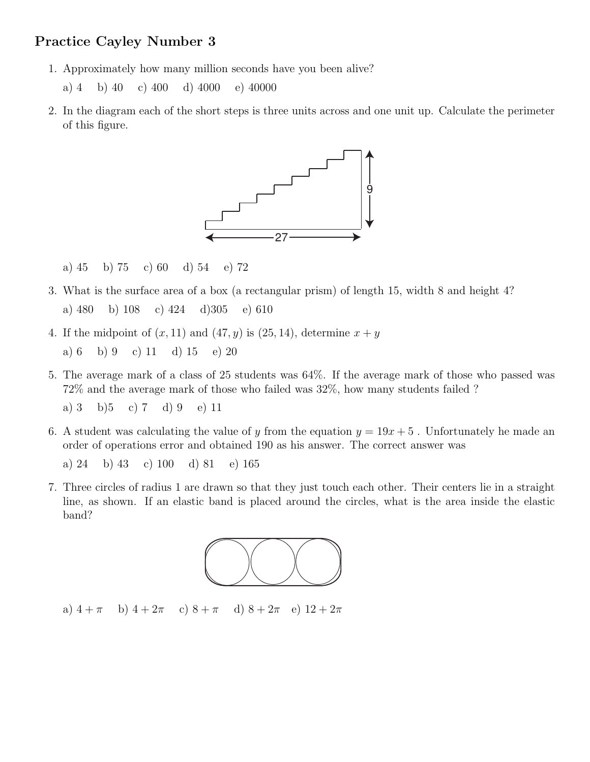# Practice Cayley Number 3

1. Approximately how many million seconds have you been alive?

   a) 4  b) 40  c) 400  d) 4000  e) 40000

2. In the diagram each of the short steps is three units across and one unit up. Calculate the perimeter of this figure.

   a) 45  b) 75  c) 60  d) 54  e) 72

3. What is the surface area of a box (a rectangular prism) of length 15, width 8 and height 4?

   a) 480  b) 108  c) 424  d)305  e) 610

4. If the midpoint of $(x, 11)$ and $(47, y)$ is $(25, 14)$, determine $x + y$

   a) 6  b) 9  c) 11  d) 15  e) 20

5. The average mark of a class of 25 students was 64%. If the average mark of those who passed was 72% and the average mark of those who failed was 32%, how many students failed ?

   a) 3  b)5  c) 7  d) 9  e) 11

6. A student was calculating the value of $y$ from the equation $y = 19x + 5$ . Unfortunately he made an order of operations error and obtained 190 as his answer. The correct answer was

   a) 24  b) 43  c) 100  d) 81  e) 165

7. Three circles of radius 1 are drawn so that they just touch each other. Their centers lie in a straight line, as shown. If an elastic band is placed around the circles, what is the area inside the elastic band?

   a) $4 + \pi$  b) $4 + 2\pi$  c) $8 + \pi$  d) $8 + 2\pi$  e) $12 + 2\pi$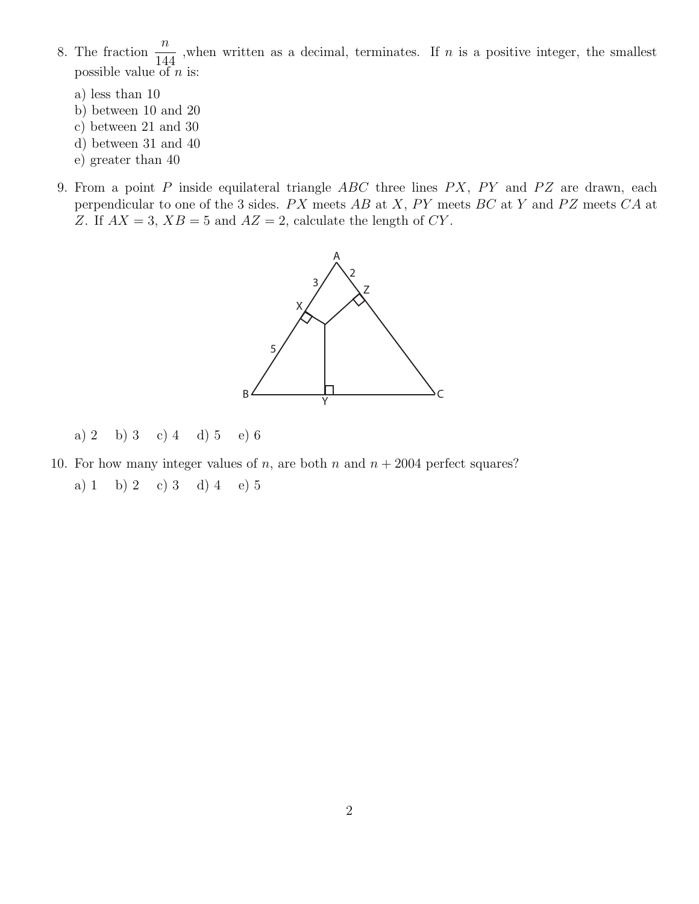8. The fraction $\frac{n}{144}$ ,when written as a decimal, terminates. If $n$ is a positive integer, the smallest possible value of $n$ is:

   a) less than 10
   b) between 10 and 20
   c) between 21 and 30
   d) between 31 and 40
   e) greater than 40

9. From a point $P$ inside equilateral triangle $ABC$ three lines $PX$, $PY$ and $PZ$ are drawn, each perpendicular to one of the 3 sides. $PX$ meets $AB$ at $X$, $PY$ meets $BC$ at $Y$ and $PZ$ meets $CA$ at $Z$. If $AX = 3$, $XB = 5$ and $AZ = 2$, calculate the length of $CY$.

   A
   2
   3
   Z
   X
   5
   B
   Y
   C

   a) 2 b) 3 c) 4 d) 5 e) 6

10. For how many integer values of $n$, are both $n$ and $n + 2004$ perfect squares?

    a) 1 b) 2 c) 3 d) 4 e) 5